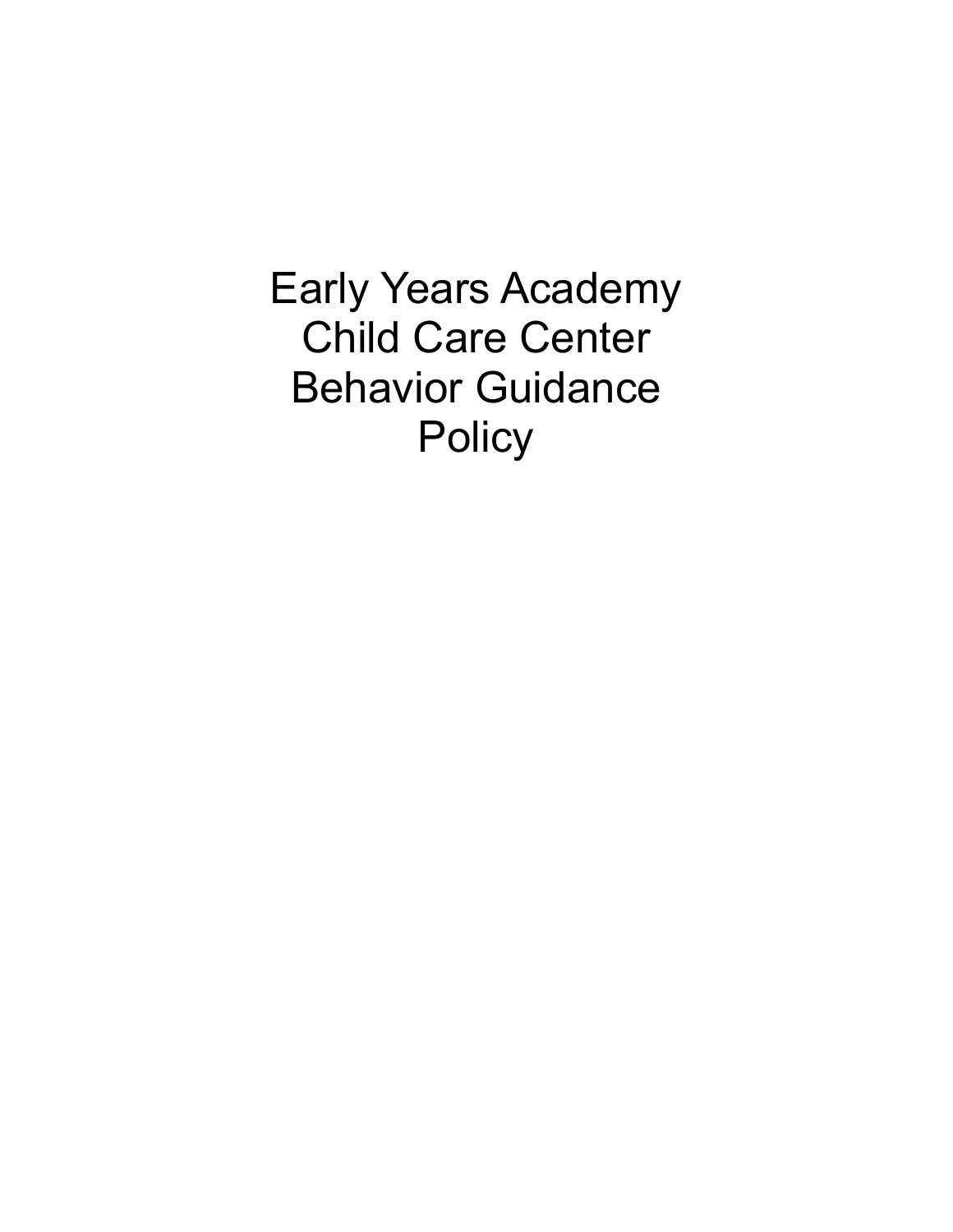# Early Years Academy Child Care Center Behavior Guidance Policy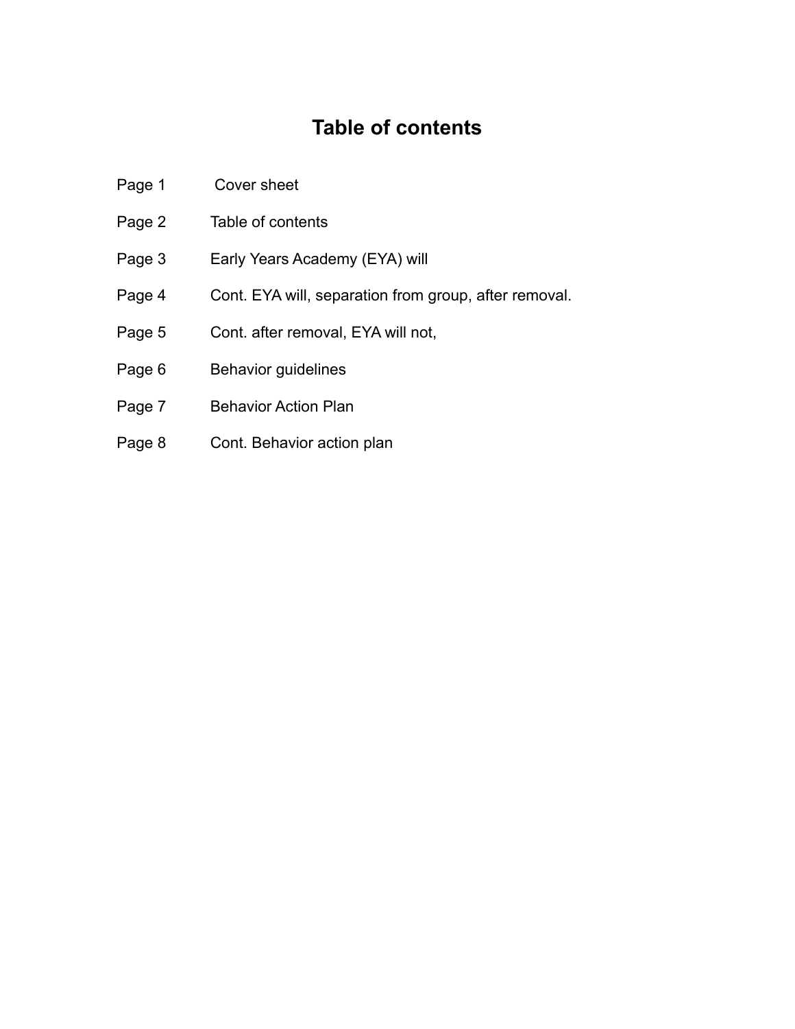# Table of contents

| | |
|---|---|
| Page 1 | Cover sheet |
| Page 2 | Table of contents |
| Page 3 | Early Years Academy (EYA) will |
| Page 4 | Cont. EYA will, separation from group, after removal. |
| Page 5 | Cont. after removal, EYA will not, |
| Page 6 | Behavior guidelines |
| Page 7 | Behavior Action Plan |
| Page 8 | Cont. Behavior action plan |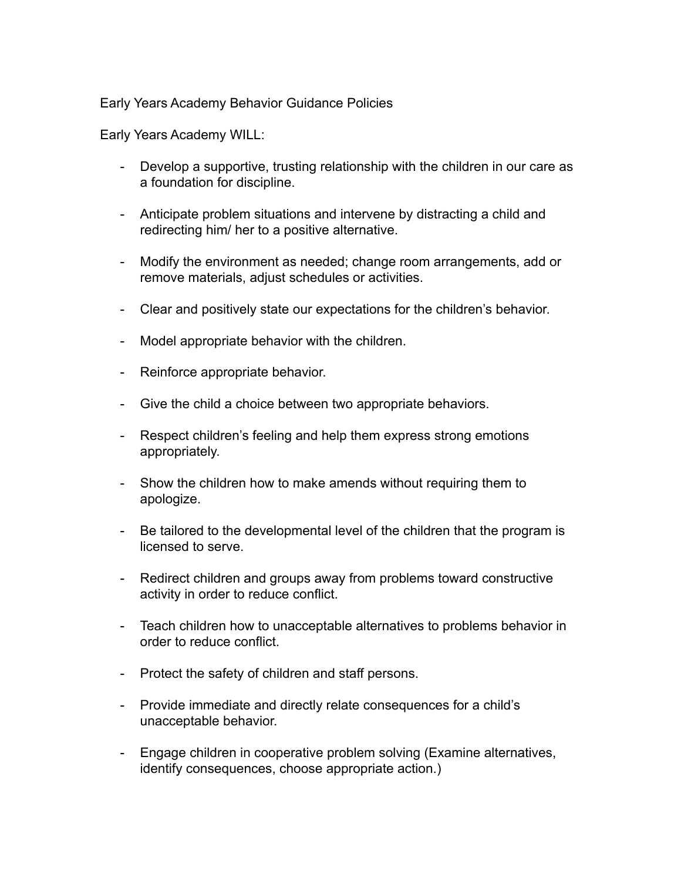Early Years Academy Behavior Guidance Policies

Early Years Academy WILL:

- Develop a supportive, trusting relationship with the children in our care as a foundation for discipline.

- Anticipate problem situations and intervene by distracting a child and redirecting him/ her to a positive alternative.

- Modify the environment as needed; change room arrangements, add or remove materials, adjust schedules or activities.

- Clear and positively state our expectations for the children's behavior.

- Model appropriate behavior with the children.

- Reinforce appropriate behavior.

- Give the child a choice between two appropriate behaviors.

- Respect children's feeling and help them express strong emotions appropriately.

- Show the children how to make amends without requiring them to apologize.

- Be tailored to the developmental level of the children that the program is licensed to serve.

- Redirect children and groups away from problems toward constructive activity in order to reduce conflict.

- Teach children how to unacceptable alternatives to problems behavior in order to reduce conflict.

- Protect the safety of children and staff persons.

- Provide immediate and directly relate consequences for a child's unacceptable behavior.

- Engage children in cooperative problem solving (Examine alternatives, identify consequences, choose appropriate action.)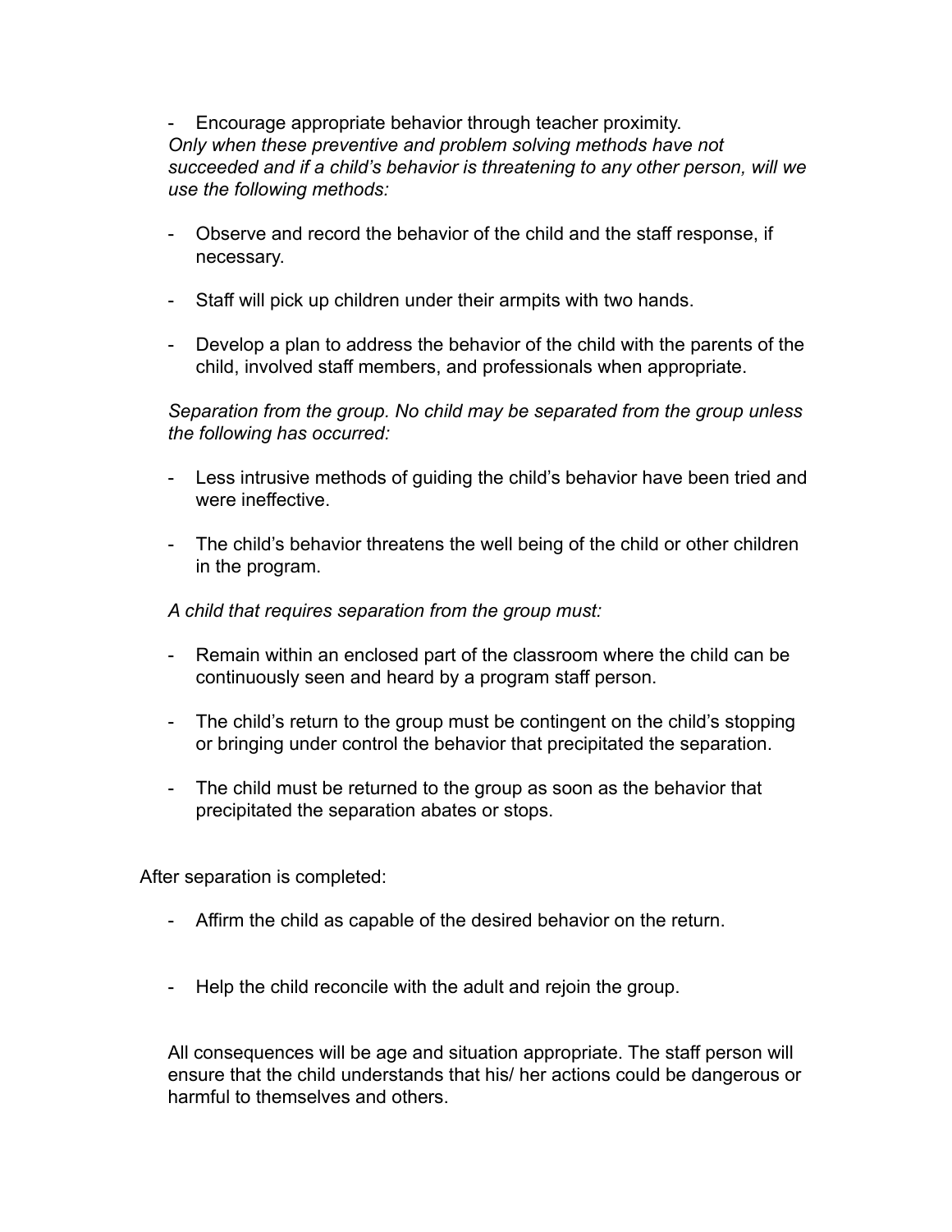- Encourage appropriate behavior through teacher proximity.

*Only when these preventive and problem solving methods have not succeeded and if a child's behavior is threatening to any other person, will we use the following methods:*

- Observe and record the behavior of the child and the staff response, if necessary.
- Staff will pick up children under their armpits with two hands.
- Develop a plan to address the behavior of the child with the parents of the child, involved staff members, and professionals when appropriate.

*Separation from the group. No child may be separated from the group unless the following has occurred:*

- Less intrusive methods of guiding the child's behavior have been tried and were ineffective.
- The child's behavior threatens the well being of the child or other children in the program.

*A child that requires separation from the group must:*

- Remain within an enclosed part of the classroom where the child can be continuously seen and heard by a program staff person.
- The child's return to the group must be contingent on the child's stopping or bringing under control the behavior that precipitated the separation.
- The child must be returned to the group as soon as the behavior that precipitated the separation abates or stops.

After separation is completed:

- Affirm the child as capable of the desired behavior on the return.
- Help the child reconcile with the adult and rejoin the group.

All consequences will be age and situation appropriate. The staff person will ensure that the child understands that his/ her actions could be dangerous or harmful to themselves and others.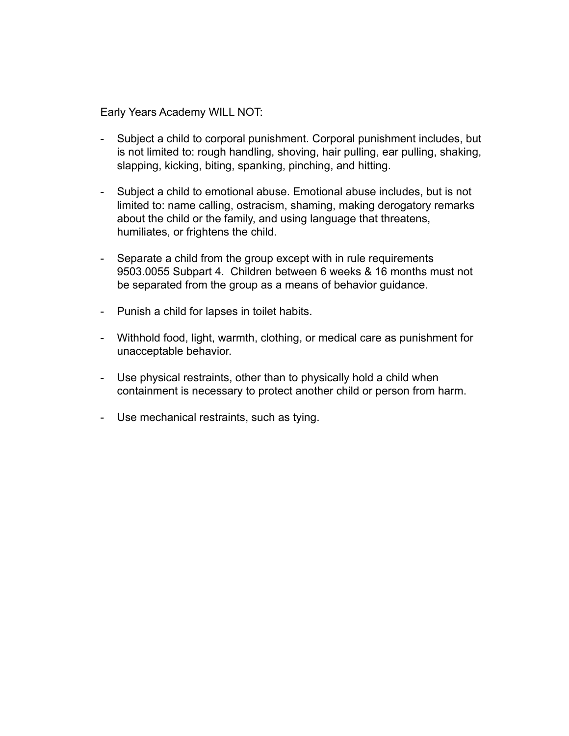Early Years Academy WILL NOT:

- Subject a child to corporal punishment. Corporal punishment includes, but is not limited to: rough handling, shoving, hair pulling, ear pulling, shaking, slapping, kicking, biting, spanking, pinching, and hitting.

- Subject a child to emotional abuse. Emotional abuse includes, but is not limited to: name calling, ostracism, shaming, making derogatory remarks about the child or the family, and using language that threatens, humiliates, or frightens the child.

- Separate a child from the group except with in rule requirements 9503.0055 Subpart 4. Children between 6 weeks & 16 months must not be separated from the group as a means of behavior guidance.

- Punish a child for lapses in toilet habits.

- Withhold food, light, warmth, clothing, or medical care as punishment for unacceptable behavior.

- Use physical restraints, other than to physically hold a child when containment is necessary to protect another child or person from harm.

- Use mechanical restraints, such as tying.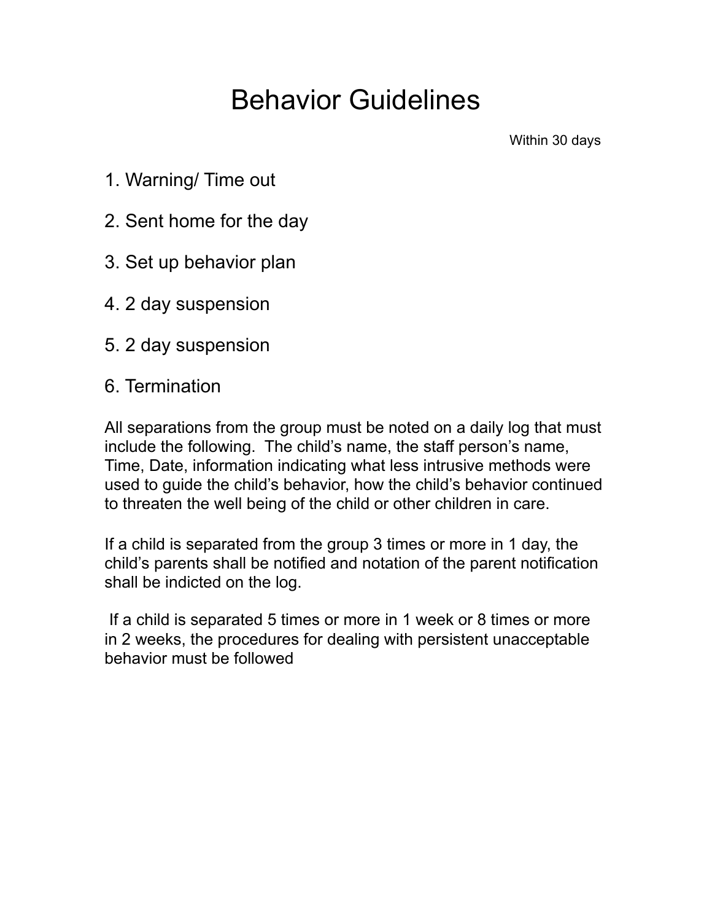# Behavior Guidelines

Within 30 days

1. Warning/ Time out
2. Sent home for the day
3. Set up behavior plan
4. 2 day suspension
5. 2 day suspension
6. Termination

All separations from the group must be noted on a daily log that must include the following. The child's name, the staff person's name, Time, Date, information indicating what less intrusive methods were used to guide the child's behavior, how the child's behavior continued to threaten the well being of the child or other children in care.

If a child is separated from the group 3 times or more in 1 day, the child's parents shall be notified and notation of the parent notification shall be indicted on the log.

If a child is separated 5 times or more in 1 week or 8 times or more in 2 weeks, the procedures for dealing with persistent unacceptable behavior must be followed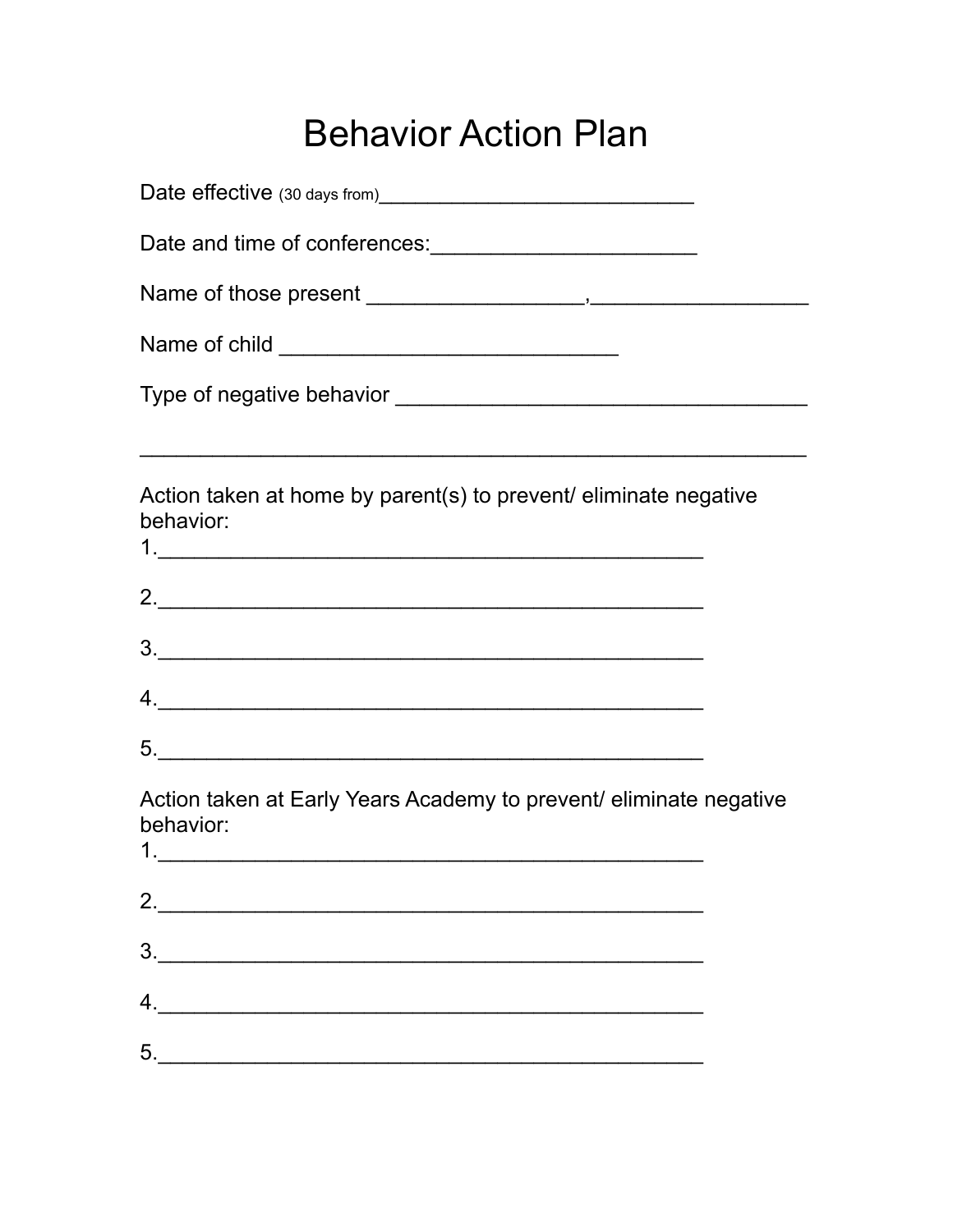# Behavior Action Plan

Date effective (30 days from)___________________________

Date and time of conferences:______________________

Name of those present __________________,__________________

Name of child ____________________________

Type of negative behavior __________________________________

_______________________________________________________

Action taken at home by parent(s) to prevent/ eliminate negative behavior:

1.____________________________________________

2.____________________________________________

3.____________________________________________

4.____________________________________________

5.____________________________________________

Action taken at Early Years Academy to prevent/ eliminate negative behavior:

1.____________________________________________

2.____________________________________________

3.____________________________________________

4.____________________________________________

5.____________________________________________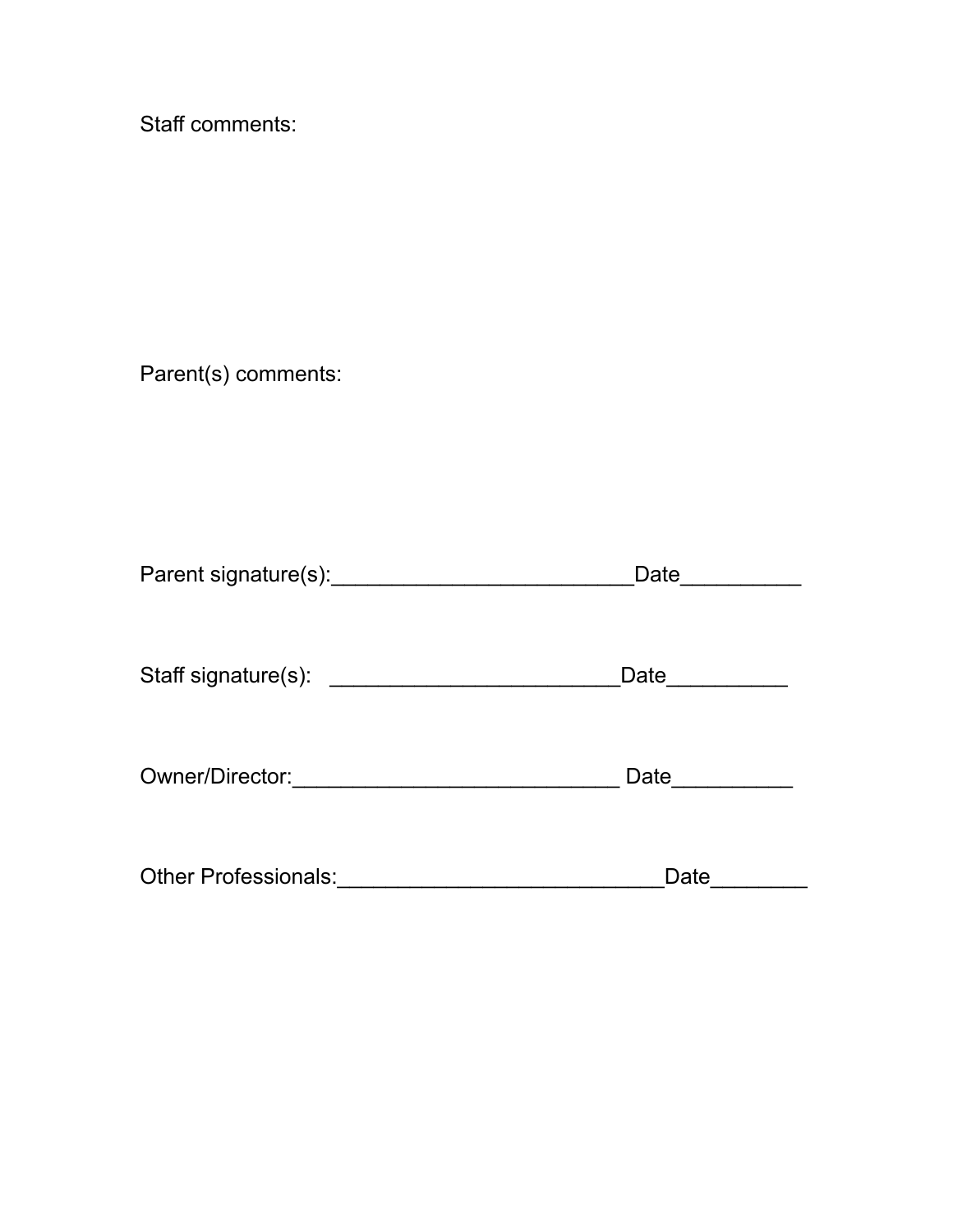Staff comments:

Parent(s) comments:

Parent signature(s):_________________________Date__________

Staff signature(s): ________________________Date__________

Owner/Director:___________________________ Date__________

Other Professionals:___________________________Date________